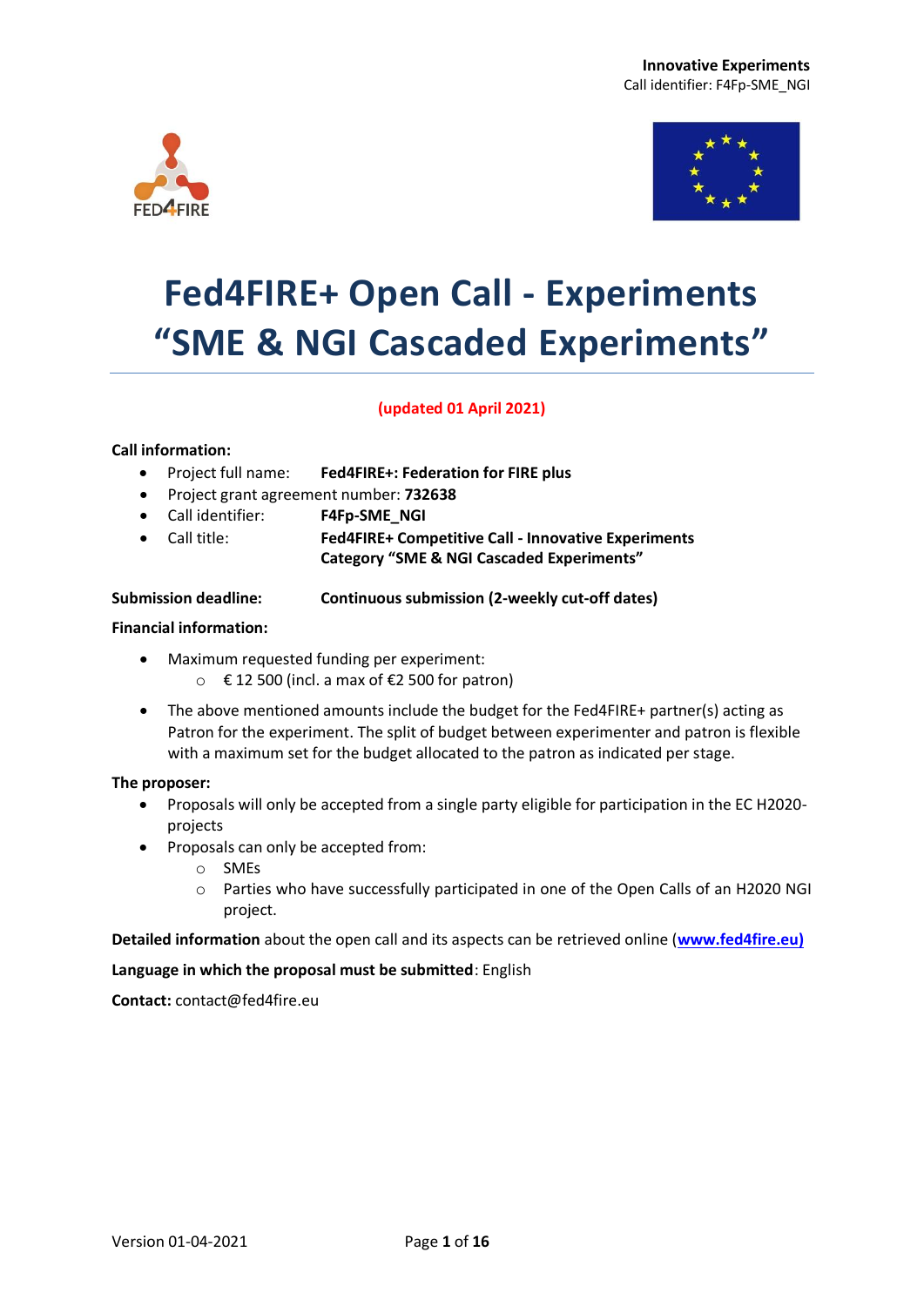# Fed4FIRE+ Open Call - Experiments "SME & NGI Cascaded Experiments"

**(updated 01 April 2021)**

**Call information:**

- Project full name: **Fed4FIRE+: Federation for FIRE plus**
- Project grant agreement number: **732638**
- Call identifier: **F4Fp-SME_NGI**
- Call title: **Fed4FIRE+ Competitive Call - Innovative Experiments Category "SME & NGI Cascaded Experiments"**

**Submission deadline:** **Continuous submission (2-weekly cut-off dates)**

**Financial information:**

- Maximum requested funding per experiment:
  - € 12 500 (incl. a max of €2 500 for patron)
- The above mentioned amounts include the budget for the Fed4FIRE+ partner(s) acting as Patron for the experiment. The split of budget between experimenter and patron is flexible with a maximum set for the budget allocated to the patron as indicated per stage.

**The proposer:**

- Proposals will only be accepted from a single party eligible for participation in the EC H2020-projects
- Proposals can only be accepted from:
  - SMEs
  - Parties who have successfully participated in one of the Open Calls of an H2020 NGI project.

**Detailed information** about the open call and its aspects can be retrieved online (**www.fed4fire.eu)**

**Language in which the proposal must be submitted**: English

**Contact:** contact@fed4fire.eu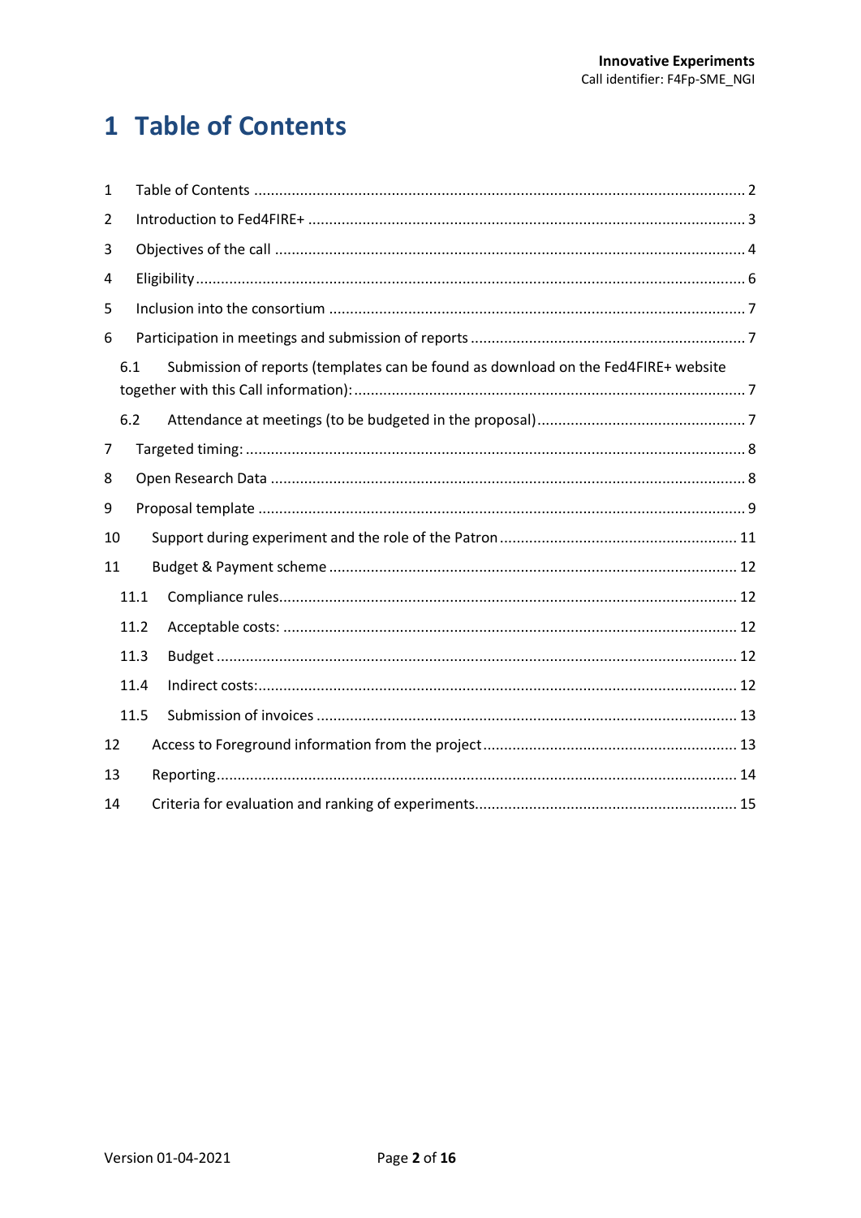# 1 Table of Contents

1 Table of Contents ..... 2

2 Introduction to Fed4FIRE+ ..... 3

3 Objectives of the call ..... 4

4 Eligibility ..... 6

5 Inclusion into the consortium ..... 7

6 Participation in meetings and submission of reports ..... 7

6.1 Submission of reports (templates can be found as download on the Fed4FIRE+ website together with this Call information): ..... 7

6.2 Attendance at meetings (to be budgeted in the proposal) ..... 7

7 Targeted timing: ..... 8

8 Open Research Data ..... 8

9 Proposal template ..... 9

10 Support during experiment and the role of the Patron ..... 11

11 Budget & Payment scheme ..... 12

11.1 Compliance rules ..... 12

11.2 Acceptable costs: ..... 12

11.3 Budget ..... 12

11.4 Indirect costs: ..... 12

11.5 Submission of invoices ..... 13

12 Access to Foreground information from the project ..... 13

13 Reporting ..... 14

14 Criteria for evaluation and ranking of experiments ..... 15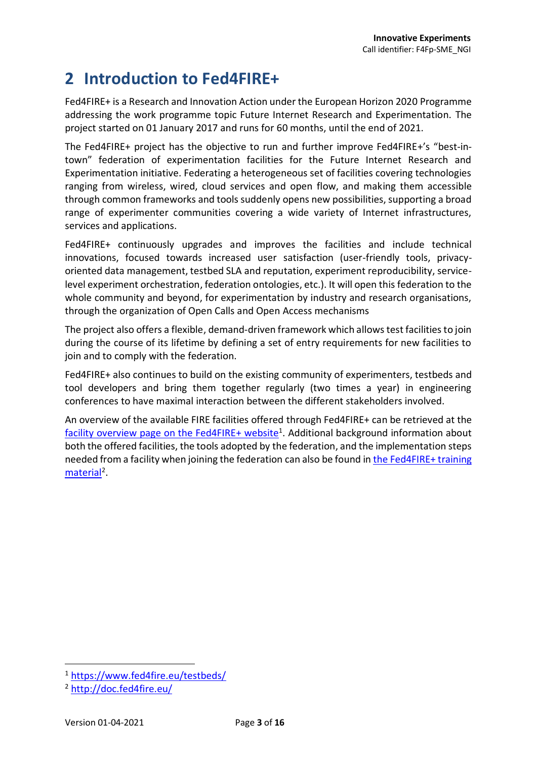# 2 Introduction to Fed4FIRE+

Fed4FIRE+ is a Research and Innovation Action under the European Horizon 2020 Programme addressing the work programme topic Future Internet Research and Experimentation. The project started on 01 January 2017 and runs for 60 months, until the end of 2021.

The Fed4FIRE+ project has the objective to run and further improve Fed4FIRE+'s "best-in-town" federation of experimentation facilities for the Future Internet Research and Experimentation initiative. Federating a heterogeneous set of facilities covering technologies ranging from wireless, wired, cloud services and open flow, and making them accessible through common frameworks and tools suddenly opens new possibilities, supporting a broad range of experimenter communities covering a wide variety of Internet infrastructures, services and applications.

Fed4FIRE+ continuously upgrades and improves the facilities and include technical innovations, focused towards increased user satisfaction (user-friendly tools, privacy-oriented data management, testbed SLA and reputation, experiment reproducibility, service-level experiment orchestration, federation ontologies, etc.). It will open this federation to the whole community and beyond, for experimentation by industry and research organisations, through the organization of Open Calls and Open Access mechanisms

The project also offers a flexible, demand-driven framework which allows test facilities to join during the course of its lifetime by defining a set of entry requirements for new facilities to join and to comply with the federation.

Fed4FIRE+ also continues to build on the existing community of experimenters, testbeds and tool developers and bring them together regularly (two times a year) in engineering conferences to have maximal interaction between the different stakeholders involved.

An overview of the available FIRE facilities offered through Fed4FIRE+ can be retrieved at the [facility overview page on the Fed4FIRE+ website](https://www.fed4fire.eu/testbeds/)[1]. Additional background information about both the offered facilities, the tools adopted by the federation, and the implementation steps needed from a facility when joining the federation can also be found in [the Fed4FIRE+ training material](http://doc.fed4fire.eu/)[2].

---

[1] https://www.fed4fire.eu/testbeds/

[2] http://doc.fed4fire.eu/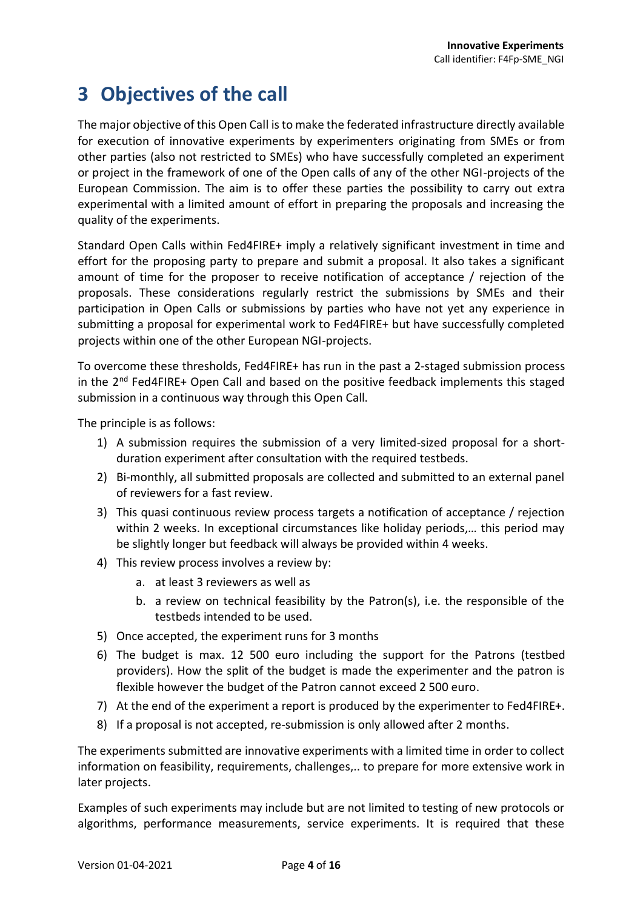# 3 Objectives of the call

The major objective of this Open Call is to make the federated infrastructure directly available for execution of innovative experiments by experimenters originating from SMEs or from other parties (also not restricted to SMEs) who have successfully completed an experiment or project in the framework of one of the Open calls of any of the other NGI-projects of the European Commission. The aim is to offer these parties the possibility to carry out extra experimental with a limited amount of effort in preparing the proposals and increasing the quality of the experiments.

Standard Open Calls within Fed4FIRE+ imply a relatively significant investment in time and effort for the proposing party to prepare and submit a proposal. It also takes a significant amount of time for the proposer to receive notification of acceptance / rejection of the proposals. These considerations regularly restrict the submissions by SMEs and their participation in Open Calls or submissions by parties who have not yet any experience in submitting a proposal for experimental work to Fed4FIRE+ but have successfully completed projects within one of the other European NGI-projects.

To overcome these thresholds, Fed4FIRE+ has run in the past a 2-staged submission process in the 2nd Fed4FIRE+ Open Call and based on the positive feedback implements this staged submission in a continuous way through this Open Call.

The principle is as follows:

1) A submission requires the submission of a very limited-sized proposal for a short-duration experiment after consultation with the required testbeds.
2) Bi-monthly, all submitted proposals are collected and submitted to an external panel of reviewers for a fast review.
3) This quasi continuous review process targets a notification of acceptance / rejection within 2 weeks. In exceptional circumstances like holiday periods,… this period may be slightly longer but feedback will always be provided within 4 weeks.
4) This review process involves a review by:
   a. at least 3 reviewers as well as
   b. a review on technical feasibility by the Patron(s), i.e. the responsible of the testbeds intended to be used.
5) Once accepted, the experiment runs for 3 months
6) The budget is max. 12 500 euro including the support for the Patrons (testbed providers). How the split of the budget is made the experimenter and the patron is flexible however the budget of the Patron cannot exceed 2 500 euro.
7) At the end of the experiment a report is produced by the experimenter to Fed4FIRE+.
8) If a proposal is not accepted, re-submission is only allowed after 2 months.

The experiments submitted are innovative experiments with a limited time in order to collect information on feasibility, requirements, challenges,.. to prepare for more extensive work in later projects.

Examples of such experiments may include but are not limited to testing of new protocols or algorithms, performance measurements, service experiments. It is required that these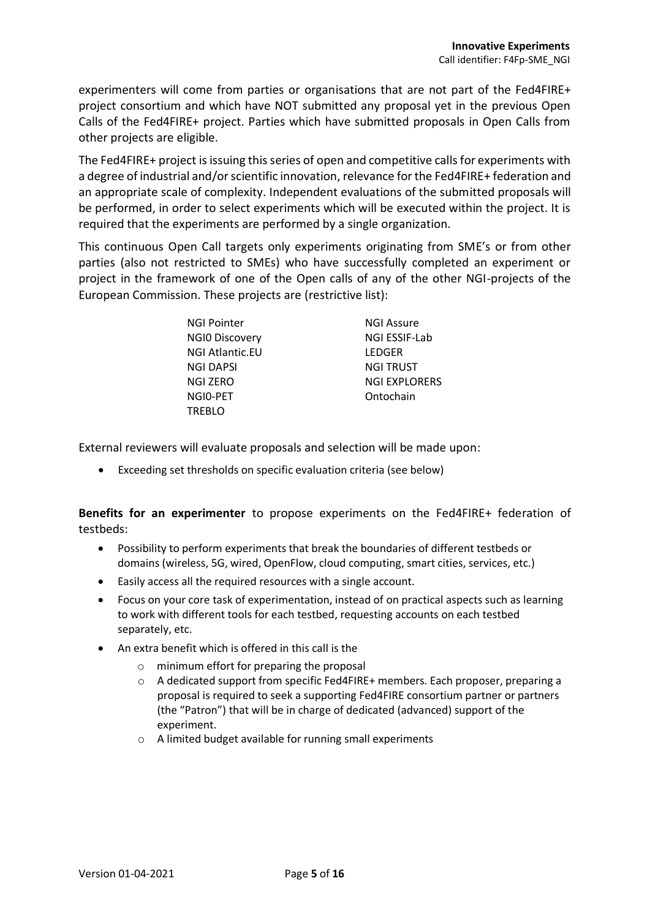experimenters will come from parties or organisations that are not part of the Fed4FIRE+ project consortium and which have NOT submitted any proposal yet in the previous Open Calls of the Fed4FIRE+ project. Parties which have submitted proposals in Open Calls from other projects are eligible.

The Fed4FIRE+ project is issuing this series of open and competitive calls for experiments with a degree of industrial and/or scientific innovation, relevance for the Fed4FIRE+ federation and an appropriate scale of complexity. Independent evaluations of the submitted proposals will be performed, in order to select experiments which will be executed within the project. It is required that the experiments are performed by a single organization.

This continuous Open Call targets only experiments originating from SME's or from other parties (also not restricted to SMEs) who have successfully completed an experiment or project in the framework of one of the Open calls of any of the other NGI-projects of the European Commission. These projects are (restrictive list):

| | |
|---|---|
| NGI Pointer | NGI Assure |
| NGI0 Discovery | NGI ESSIF-Lab |
| NGI Atlantic.EU | LEDGER |
| NGI DAPSI | NGI TRUST |
| NGI ZERO | NGI EXPLORERS |
| NGI0-PET | Ontochain |
| TREBLO | |

External reviewers will evaluate proposals and selection will be made upon:

- Exceeding set thresholds on specific evaluation criteria (see below)

**Benefits for an experimenter** to propose experiments on the Fed4FIRE+ federation of testbeds:

- Possibility to perform experiments that break the boundaries of different testbeds or domains (wireless, 5G, wired, OpenFlow, cloud computing, smart cities, services, etc.)
- Easily access all the required resources with a single account.
- Focus on your core task of experimentation, instead of on practical aspects such as learning to work with different tools for each testbed, requesting accounts on each testbed separately, etc.
- An extra benefit which is offered in this call is the
  - minimum effort for preparing the proposal
  - A dedicated support from specific Fed4FIRE+ members. Each proposer, preparing a proposal is required to seek a supporting Fed4FIRE consortium partner or partners (the "Patron") that will be in charge of dedicated (advanced) support of the experiment.
  - A limited budget available for running small experiments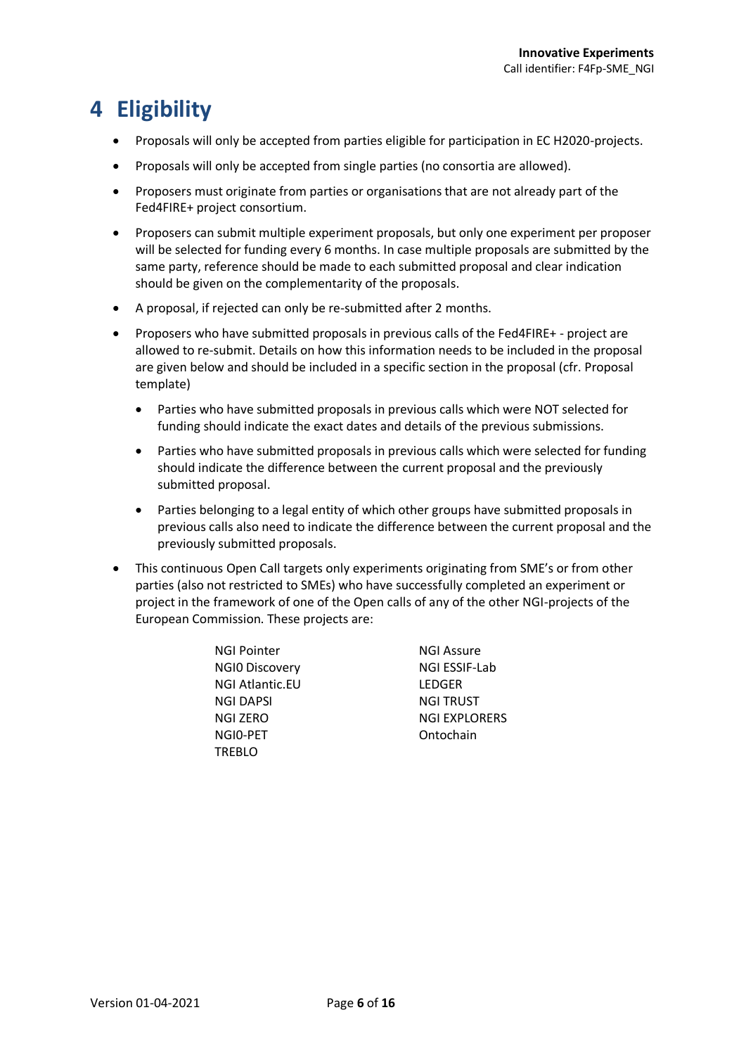# 4 Eligibility

- Proposals will only be accepted from parties eligible for participation in EC H2020-projects.
- Proposals will only be accepted from single parties (no consortia are allowed).
- Proposers must originate from parties or organisations that are not already part of the Fed4FIRE+ project consortium.
- Proposers can submit multiple experiment proposals, but only one experiment per proposer will be selected for funding every 6 months. In case multiple proposals are submitted by the same party, reference should be made to each submitted proposal and clear indication should be given on the complementarity of the proposals.
- A proposal, if rejected can only be re-submitted after 2 months.
- Proposers who have submitted proposals in previous calls of the Fed4FIRE+ - project are allowed to re-submit. Details on how this information needs to be included in the proposal are given below and should be included in a specific section in the proposal (cfr. Proposal template)
  - Parties who have submitted proposals in previous calls which were NOT selected for funding should indicate the exact dates and details of the previous submissions.
  - Parties who have submitted proposals in previous calls which were selected for funding should indicate the difference between the current proposal and the previously submitted proposal.
  - Parties belonging to a legal entity of which other groups have submitted proposals in previous calls also need to indicate the difference between the current proposal and the previously submitted proposals.
- This continuous Open Call targets only experiments originating from SME's or from other parties (also not restricted to SMEs) who have successfully completed an experiment or project in the framework of one of the Open calls of any of the other NGI-projects of the European Commission. These projects are:

  NGI Pointer
  NGI0 Discovery
  NGI Atlantic.EU
  NGI DAPSI
  NGI ZERO
  NGI0-PET
  TREBLO
  NGI Assure
  NGI ESSIF-Lab
  LEDGER
  NGI TRUST
  NGI EXPLORERS
  Ontochain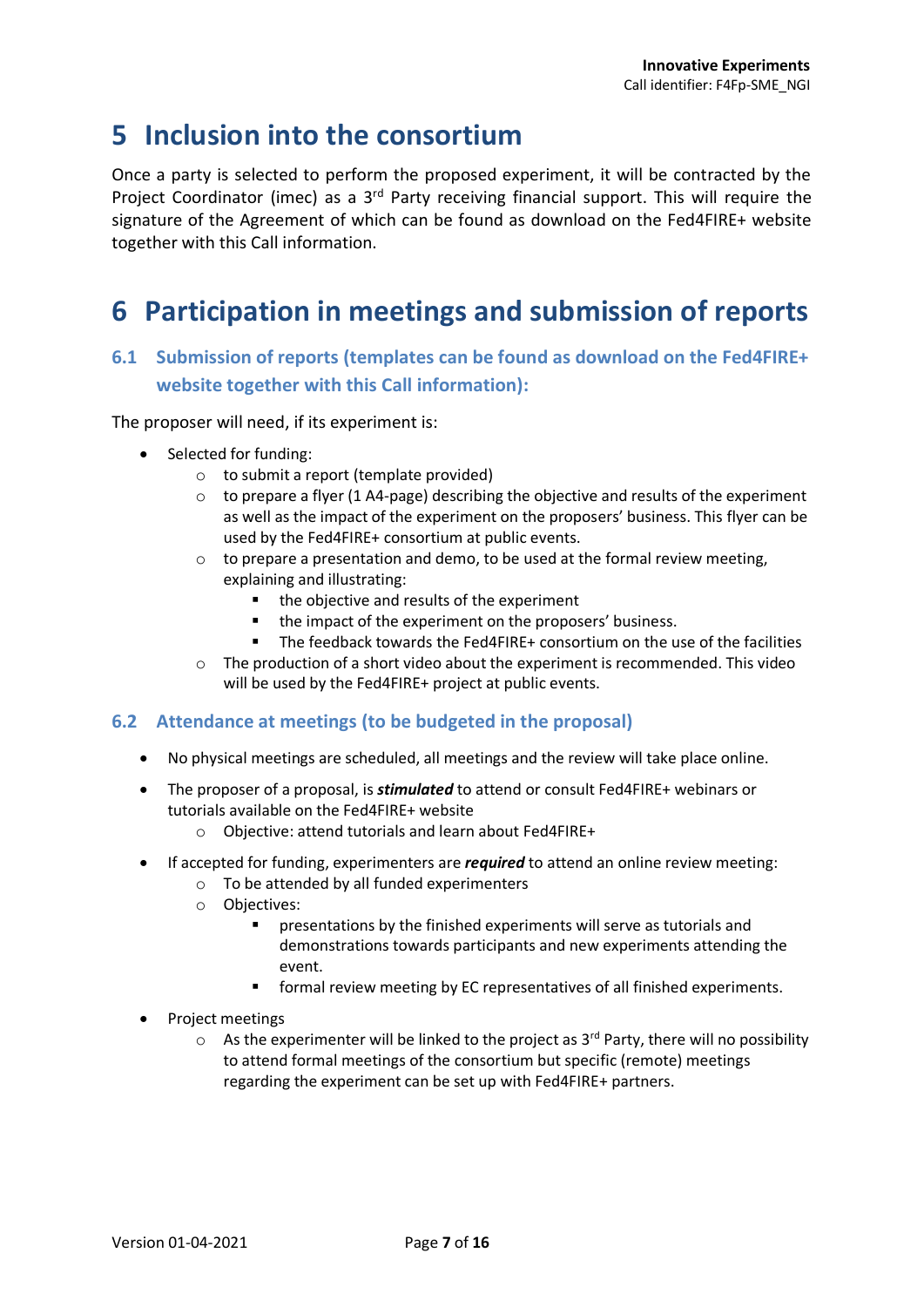# 5 Inclusion into the consortium

Once a party is selected to perform the proposed experiment, it will be contracted by the Project Coordinator (imec) as a 3rd Party receiving financial support. This will require the signature of the Agreement of which can be found as download on the Fed4FIRE+ website together with this Call information.

# 6 Participation in meetings and submission of reports

## 6.1 Submission of reports (templates can be found as download on the Fed4FIRE+ website together with this Call information):

The proposer will need, if its experiment is:

- Selected for funding:
    - to submit a report (template provided)
    - to prepare a flyer (1 A4-page) describing the objective and results of the experiment as well as the impact of the experiment on the proposers' business. This flyer can be used by the Fed4FIRE+ consortium at public events.
    - to prepare a presentation and demo, to be used at the formal review meeting, explaining and illustrating:
        - the objective and results of the experiment
        - the impact of the experiment on the proposers' business.
        - The feedback towards the Fed4FIRE+ consortium on the use of the facilities
    - The production of a short video about the experiment is recommended. This video will be used by the Fed4FIRE+ project at public events.

## 6.2 Attendance at meetings (to be budgeted in the proposal)

- No physical meetings are scheduled, all meetings and the review will take place online.
- The proposer of a proposal, is ***stimulated*** to attend or consult Fed4FIRE+ webinars or tutorials available on the Fed4FIRE+ website
    - Objective: attend tutorials and learn about Fed4FIRE+
- If accepted for funding, experimenters are ***required*** to attend an online review meeting:
    - To be attended by all funded experimenters
    - Objectives:
        - presentations by the finished experiments will serve as tutorials and demonstrations towards participants and new experiments attending the event.
        - formal review meeting by EC representatives of all finished experiments.
- Project meetings
    - As the experimenter will be linked to the project as 3rd Party, there will no possibility to attend formal meetings of the consortium but specific (remote) meetings regarding the experiment can be set up with Fed4FIRE+ partners.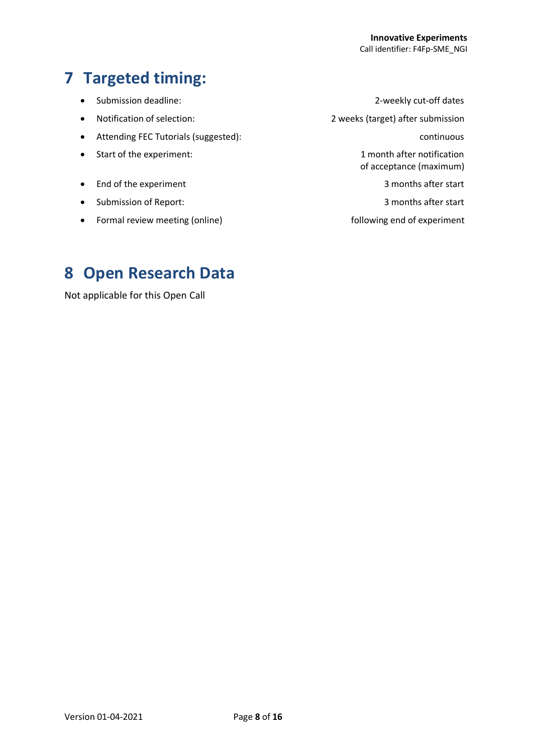# 7 Targeted timing:

- Submission deadline: 2-weekly cut-off dates
- Notification of selection: 2 weeks (target) after submission
- Attending FEC Tutorials (suggested): continuous
- Start of the experiment: 1 month after notification of acceptance (maximum)
- End of the experiment 3 months after start
- Submission of Report: 3 months after start
- Formal review meeting (online) following end of experiment

# 8 Open Research Data

Not applicable for this Open Call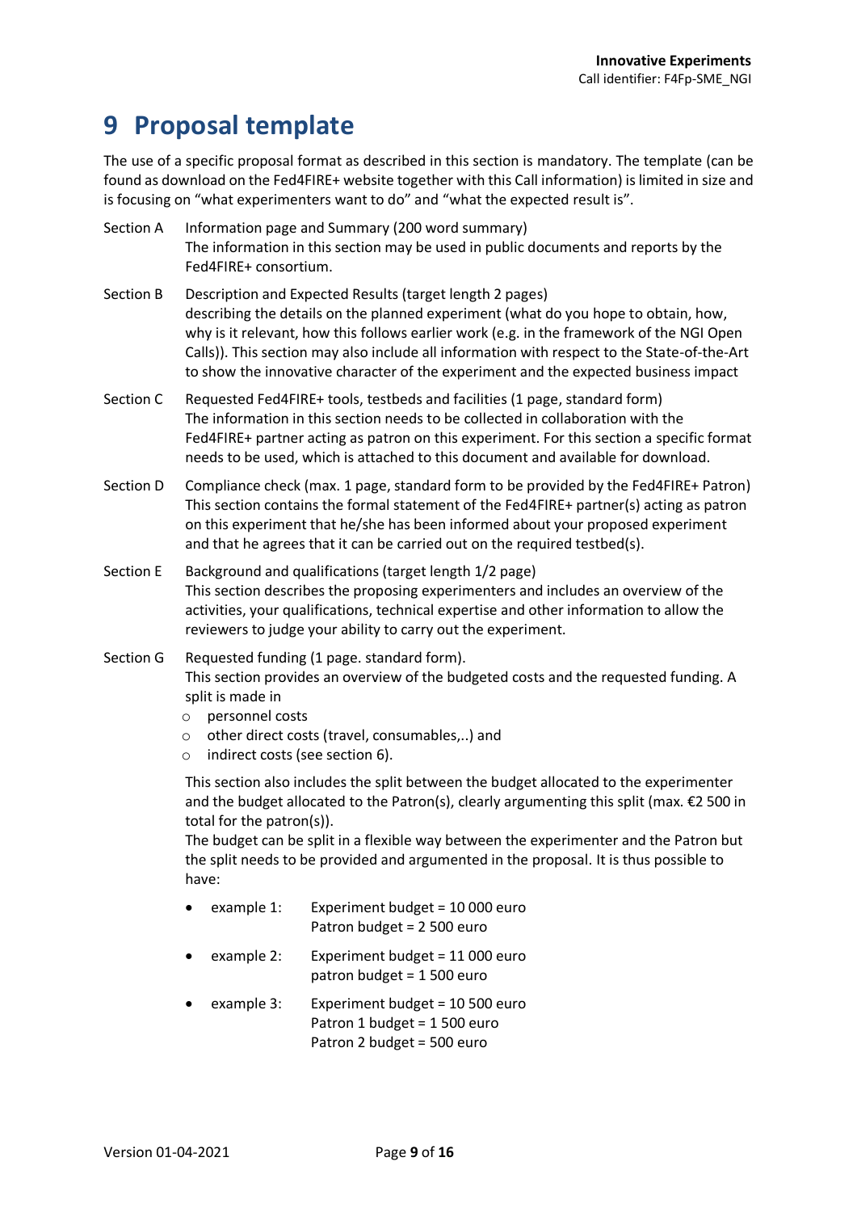# 9 Proposal template

The use of a specific proposal format as described in this section is mandatory. The template (can be found as download on the Fed4FIRE+ website together with this Call information) is limited in size and is focusing on "what experimenters want to do" and "what the expected result is".

**Section A** Information page and Summary (200 word summary)
The information in this section may be used in public documents and reports by the Fed4FIRE+ consortium.

**Section B** Description and Expected Results (target length 2 pages)
describing the details on the planned experiment (what do you hope to obtain, how, why is it relevant, how this follows earlier work (e.g. in the framework of the NGI Open Calls)). This section may also include all information with respect to the State-of-the-Art to show the innovative character of the experiment and the expected business impact

**Section C** Requested Fed4FIRE+ tools, testbeds and facilities (1 page, standard form)
The information in this section needs to be collected in collaboration with the Fed4FIRE+ partner acting as patron on this experiment. For this section a specific format needs to be used, which is attached to this document and available for download.

**Section D** Compliance check (max. 1 page, standard form to be provided by the Fed4FIRE+ Patron)
This section contains the formal statement of the Fed4FIRE+ partner(s) acting as patron on this experiment that he/she has been informed about your proposed experiment and that he agrees that it can be carried out on the required testbed(s).

**Section E** Background and qualifications (target length 1/2 page)
This section describes the proposing experimenters and includes an overview of the activities, your qualifications, technical expertise and other information to allow the reviewers to judge your ability to carry out the experiment.

**Section G** Requested funding (1 page. standard form).
This section provides an overview of the budgeted costs and the requested funding. A split is made in

- personnel costs
- other direct costs (travel, consumables,..) and
- indirect costs (see section 6).

This section also includes the split between the budget allocated to the experimenter and the budget allocated to the Patron(s), clearly argumenting this split (max. €2 500 in total for the patron(s)).
The budget can be split in a flexible way between the experimenter and the Patron but the split needs to be provided and argumented in the proposal. It is thus possible to have:

- example 1: Experiment budget = 10 000 euro
  Patron budget = 2 500 euro
- example 2: Experiment budget = 11 000 euro
  patron budget = 1 500 euro
- example 3: Experiment budget = 10 500 euro
  Patron 1 budget = 1 500 euro
  Patron 2 budget = 500 euro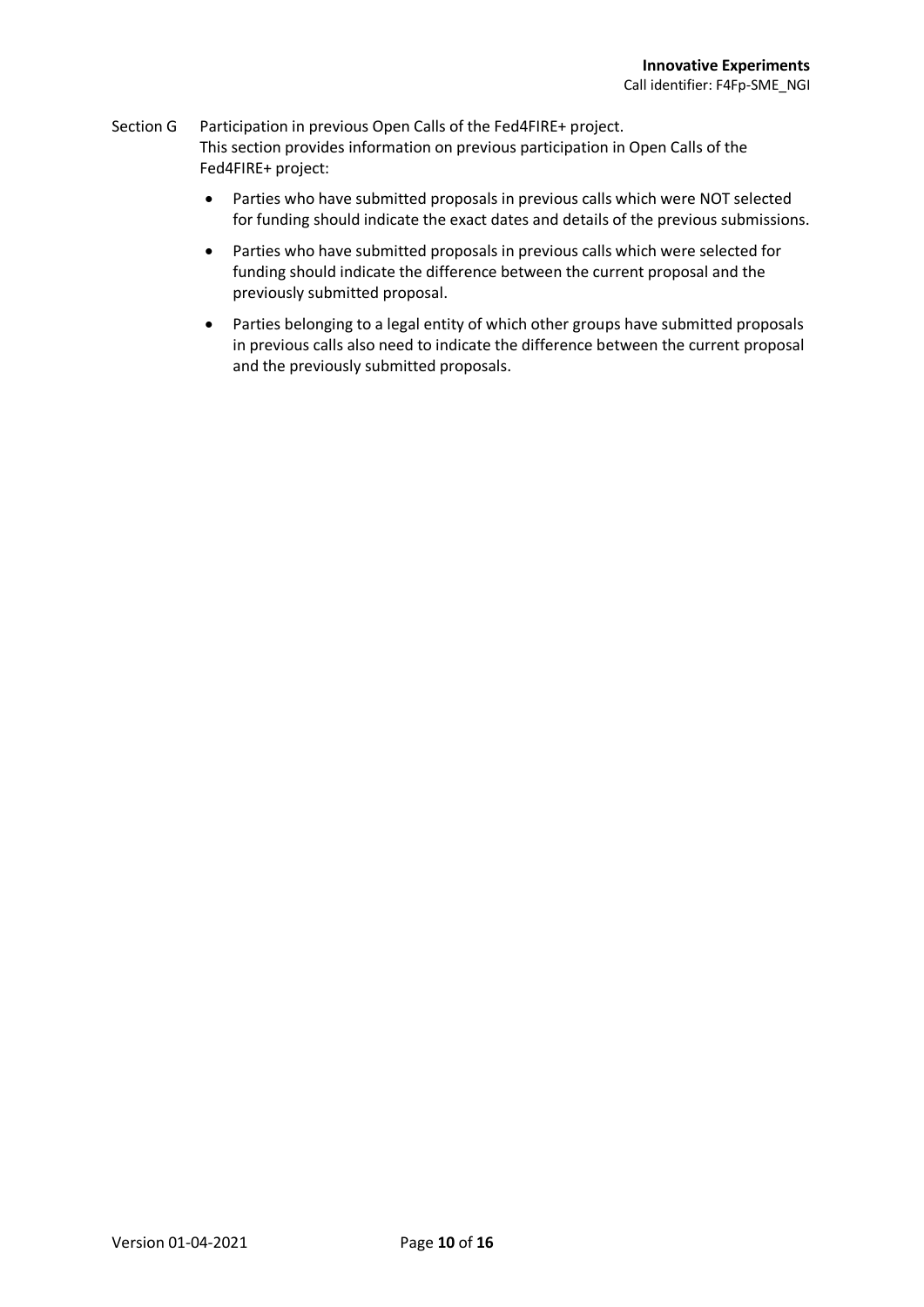Section G Participation in previous Open Calls of the Fed4FIRE+ project.
This section provides information on previous participation in Open Calls of the Fed4FIRE+ project:

- Parties who have submitted proposals in previous calls which were NOT selected for funding should indicate the exact dates and details of the previous submissions.
- Parties who have submitted proposals in previous calls which were selected for funding should indicate the difference between the current proposal and the previously submitted proposal.
- Parties belonging to a legal entity of which other groups have submitted proposals in previous calls also need to indicate the difference between the current proposal and the previously submitted proposals.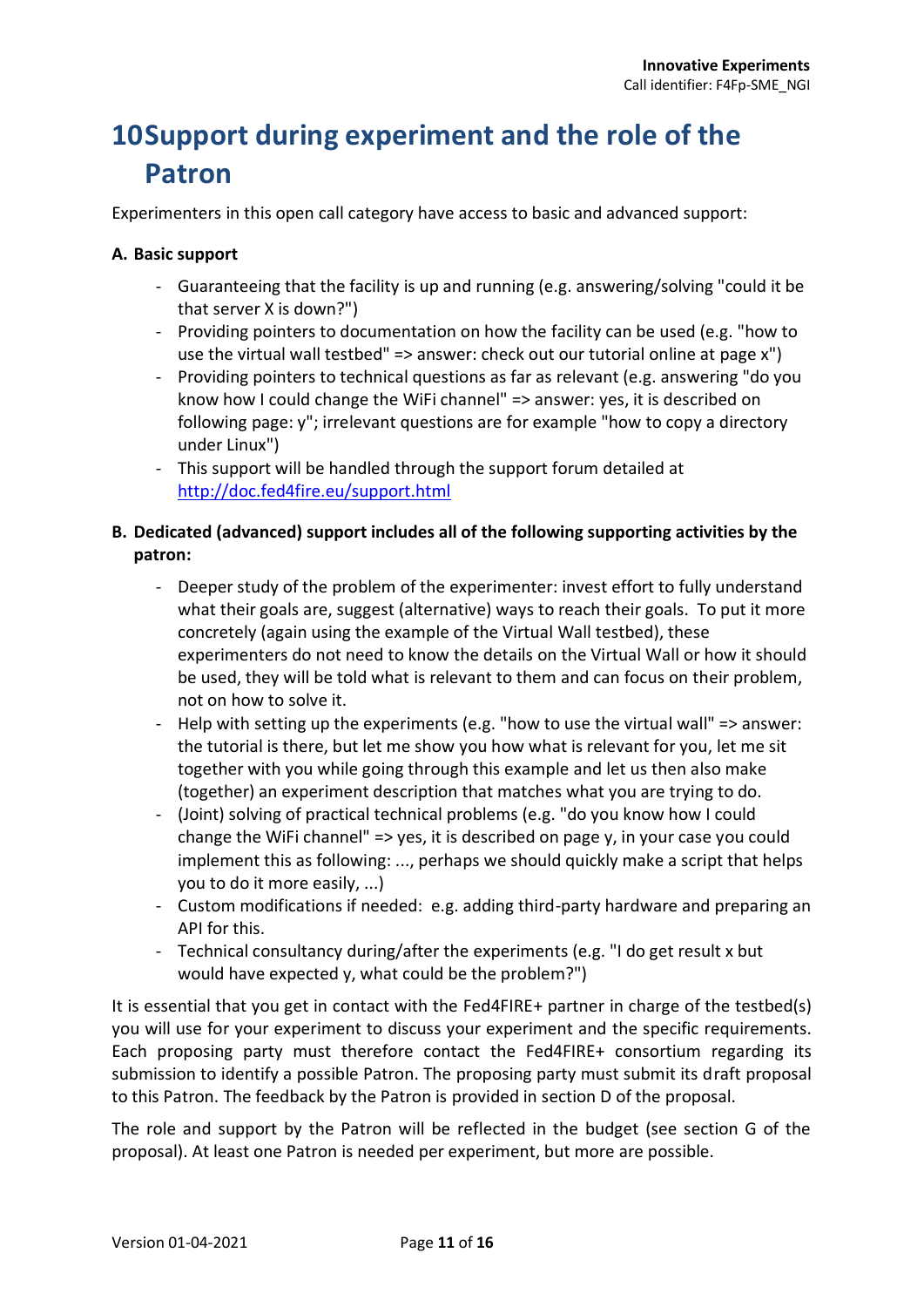# 10 Support during experiment and the role of the Patron

Experimenters in this open call category have access to basic and advanced support:

**A. Basic support**

- Guaranteeing that the facility is up and running (e.g. answering/solving "could it be that server X is down?")
- Providing pointers to documentation on how the facility can be used (e.g. "how to use the virtual wall testbed" => answer: check out our tutorial online at page x")
- Providing pointers to technical questions as far as relevant (e.g. answering "do you know how I could change the WiFi channel" => answer: yes, it is described on following page: y"; irrelevant questions are for example "how to copy a directory under Linux")
- This support will be handled through the support forum detailed at http://doc.fed4fire.eu/support.html

**B. Dedicated (advanced) support includes all of the following supporting activities by the patron:**

- Deeper study of the problem of the experimenter: invest effort to fully understand what their goals are, suggest (alternative) ways to reach their goals. To put it more concretely (again using the example of the Virtual Wall testbed), these experimenters do not need to know the details on the Virtual Wall or how it should be used, they will be told what is relevant to them and can focus on their problem, not on how to solve it.
- Help with setting up the experiments (e.g. "how to use the virtual wall" => answer: the tutorial is there, but let me show you how what is relevant for you, let me sit together with you while going through this example and let us then also make (together) an experiment description that matches what you are trying to do.
- (Joint) solving of practical technical problems (e.g. "do you know how I could change the WiFi channel" => yes, it is described on page y, in your case you could implement this as following: ..., perhaps we should quickly make a script that helps you to do it more easily, ...)
- Custom modifications if needed: e.g. adding third-party hardware and preparing an API for this.
- Technical consultancy during/after the experiments (e.g. "I do get result x but would have expected y, what could be the problem?")

It is essential that you get in contact with the Fed4FIRE+ partner in charge of the testbed(s) you will use for your experiment to discuss your experiment and the specific requirements. Each proposing party must therefore contact the Fed4FIRE+ consortium regarding its submission to identify a possible Patron. The proposing party must submit its draft proposal to this Patron. The feedback by the Patron is provided in section D of the proposal.

The role and support by the Patron will be reflected in the budget (see section G of the proposal). At least one Patron is needed per experiment, but more are possible.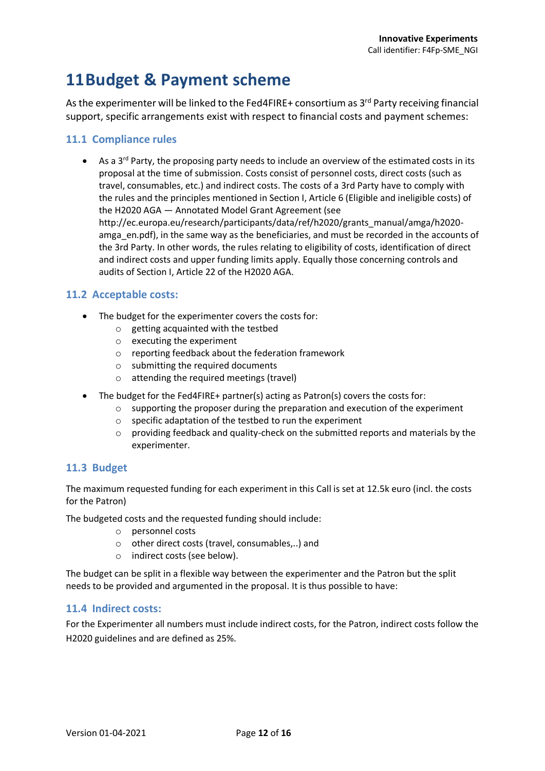# 11 Budget & Payment scheme

As the experimenter will be linked to the Fed4FIRE+ consortium as 3rd Party receiving financial support, specific arrangements exist with respect to financial costs and payment schemes:

## 11.1 Compliance rules

- As a 3rd Party, the proposing party needs to include an overview of the estimated costs in its proposal at the time of submission. Costs consist of personnel costs, direct costs (such as travel, consumables, etc.) and indirect costs. The costs of a 3rd Party have to comply with the rules and the principles mentioned in Section I, Article 6 (Eligible and ineligible costs) of the H2020 AGA — Annotated Model Grant Agreement (see http://ec.europa.eu/research/participants/data/ref/h2020/grants_manual/amga/h2020-amga_en.pdf), in the same way as the beneficiaries, and must be recorded in the accounts of the 3rd Party. In other words, the rules relating to eligibility of costs, identification of direct and indirect costs and upper funding limits apply. Equally those concerning controls and audits of Section I, Article 22 of the H2020 AGA.

## 11.2 Acceptable costs:

- The budget for the experimenter covers the costs for:
  - getting acquainted with the testbed
  - executing the experiment
  - reporting feedback about the federation framework
  - submitting the required documents
  - attending the required meetings (travel)
- The budget for the Fed4FIRE+ partner(s) acting as Patron(s) covers the costs for:
  - supporting the proposer during the preparation and execution of the experiment
  - specific adaptation of the testbed to run the experiment
  - providing feedback and quality-check on the submitted reports and materials by the experimenter.

## 11.3 Budget

The maximum requested funding for each experiment in this Call is set at 12.5k euro (incl. the costs for the Patron)

The budgeted costs and the requested funding should include:

- personnel costs
- other direct costs (travel, consumables,..) and
- indirect costs (see below).

The budget can be split in a flexible way between the experimenter and the Patron but the split needs to be provided and argumented in the proposal. It is thus possible to have:

## 11.4 Indirect costs:

For the Experimenter all numbers must include indirect costs, for the Patron, indirect costs follow the H2020 guidelines and are defined as 25%.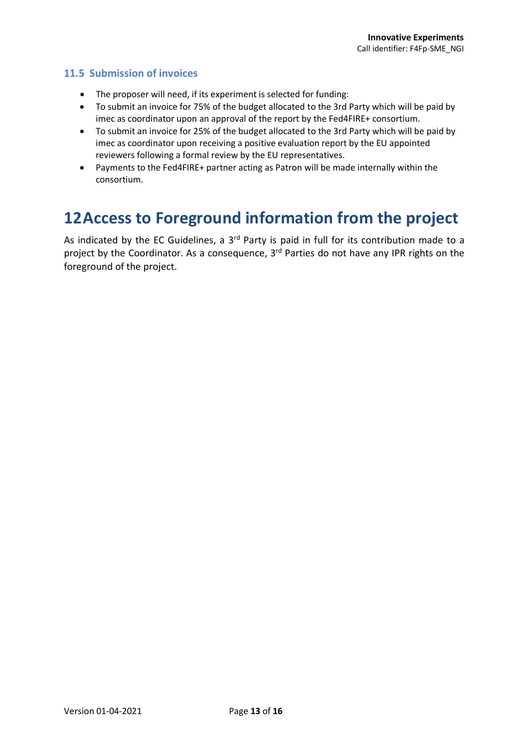### 11.5 Submission of invoices

- The proposer will need, if its experiment is selected for funding:
- To submit an invoice for 75% of the budget allocated to the 3rd Party which will be paid by imec as coordinator upon an approval of the report by the Fed4FIRE+ consortium.
- To submit an invoice for 25% of the budget allocated to the 3rd Party which will be paid by imec as coordinator upon receiving a positive evaluation report by the EU appointed reviewers following a formal review by the EU representatives.
- Payments to the Fed4FIRE+ partner acting as Patron will be made internally within the consortium.

# 12 Access to Foreground information from the project

As indicated by the EC Guidelines, a 3rd Party is paid in full for its contribution made to a project by the Coordinator. As a consequence, 3rd Parties do not have any IPR rights on the foreground of the project.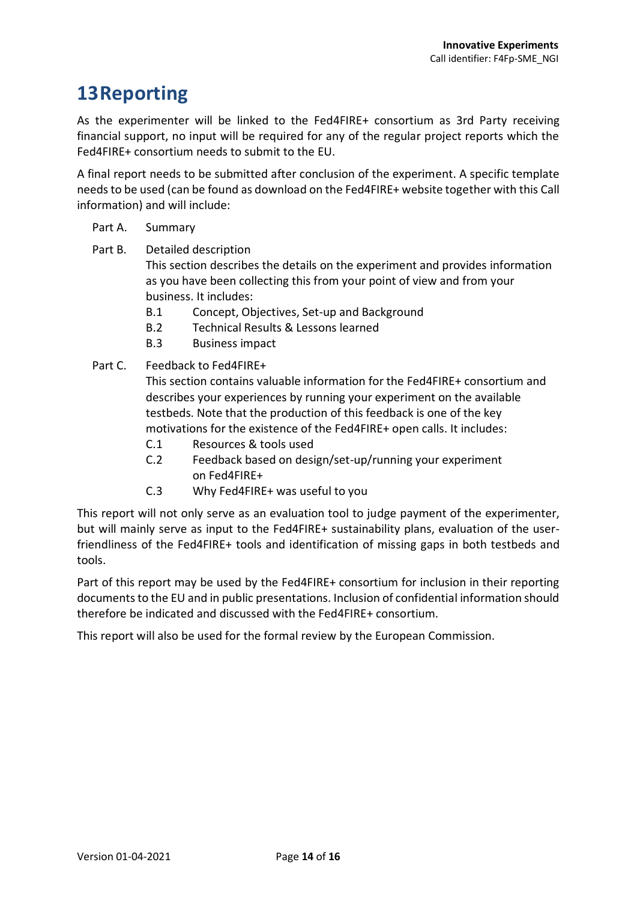# 13 Reporting

As the experimenter will be linked to the Fed4FIRE+ consortium as 3rd Party receiving financial support, no input will be required for any of the regular project reports which the Fed4FIRE+ consortium needs to submit to the EU.

A final report needs to be submitted after conclusion of the experiment. A specific template needs to be used (can be found as download on the Fed4FIRE+ website together with this Call information) and will include:

- Part A. Summary
- Part B. Detailed description
  This section describes the details on the experiment and provides information as you have been collecting this from your point of view and from your business. It includes:
  - B.1 Concept, Objectives, Set-up and Background
  - B.2 Technical Results & Lessons learned
  - B.3 Business impact
- Part C. Feedback to Fed4FIRE+
  This section contains valuable information for the Fed4FIRE+ consortium and describes your experiences by running your experiment on the available testbeds. Note that the production of this feedback is one of the key motivations for the existence of the Fed4FIRE+ open calls. It includes:
  - C.1 Resources & tools used
  - C.2 Feedback based on design/set-up/running your experiment on Fed4FIRE+
  - C.3 Why Fed4FIRE+ was useful to you

This report will not only serve as an evaluation tool to judge payment of the experimenter, but will mainly serve as input to the Fed4FIRE+ sustainability plans, evaluation of the user-friendliness of the Fed4FIRE+ tools and identification of missing gaps in both testbeds and tools.

Part of this report may be used by the Fed4FIRE+ consortium for inclusion in their reporting documents to the EU and in public presentations. Inclusion of confidential information should therefore be indicated and discussed with the Fed4FIRE+ consortium.

This report will also be used for the formal review by the European Commission.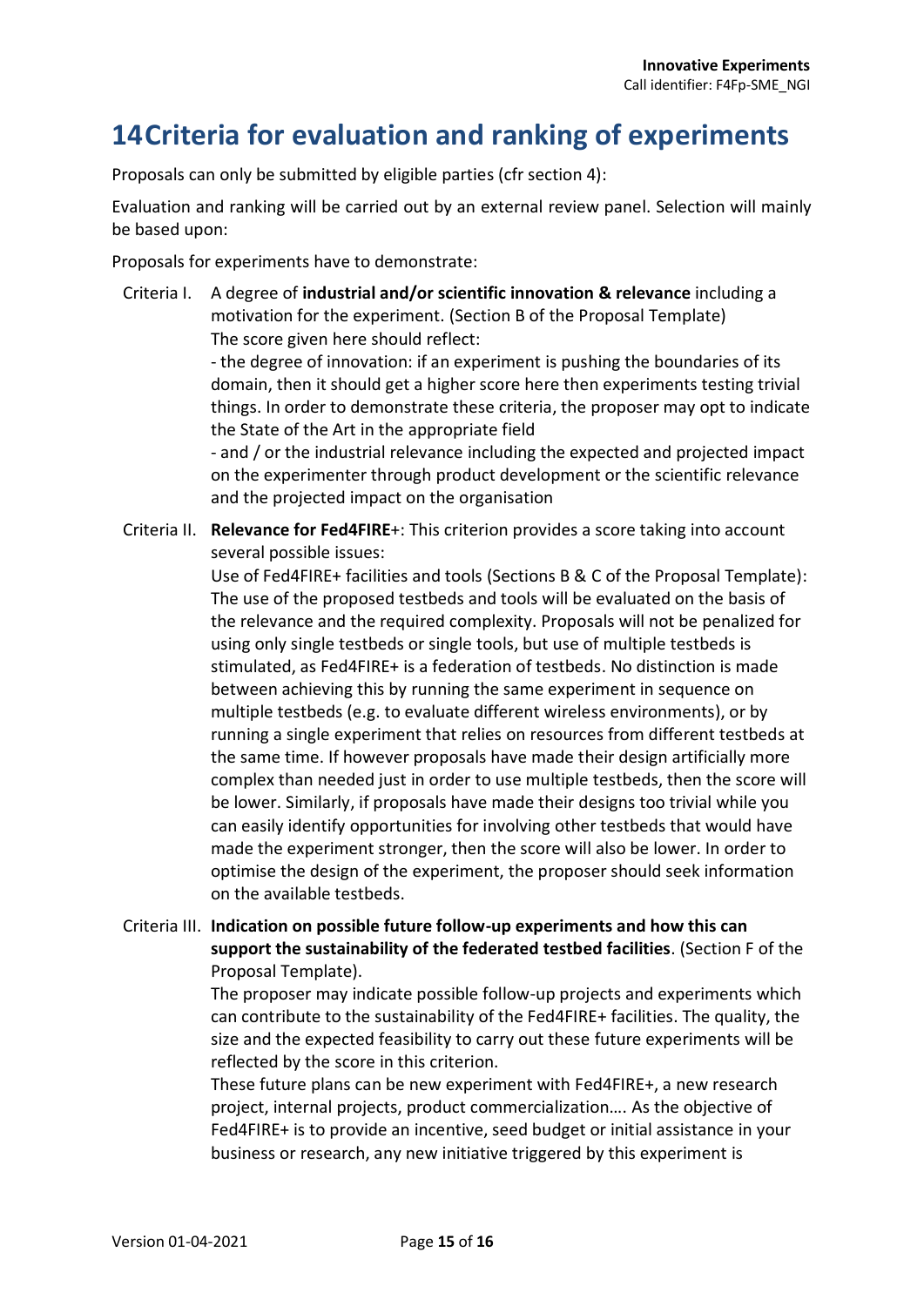# 14 Criteria for evaluation and ranking of experiments

Proposals can only be submitted by eligible parties (cfr section 4):

Evaluation and ranking will be carried out by an external review panel. Selection will mainly be based upon:

Proposals for experiments have to demonstrate:

Criteria I. A degree of **industrial and/or scientific innovation & relevance** including a motivation for the experiment. (Section B of the Proposal Template)
The score given here should reflect:
- the degree of innovation: if an experiment is pushing the boundaries of its domain, then it should get a higher score here then experiments testing trivial things. In order to demonstrate these criteria, the proposer may opt to indicate the State of the Art in the appropriate field
- and / or the industrial relevance including the expected and projected impact on the experimenter through product development or the scientific relevance and the projected impact on the organisation

Criteria II. **Relevance for Fed4FIRE**+: This criterion provides a score taking into account several possible issues:
Use of Fed4FIRE+ facilities and tools (Sections B & C of the Proposal Template): The use of the proposed testbeds and tools will be evaluated on the basis of the relevance and the required complexity. Proposals will not be penalized for using only single testbeds or single tools, but use of multiple testbeds is stimulated, as Fed4FIRE+ is a federation of testbeds. No distinction is made between achieving this by running the same experiment in sequence on multiple testbeds (e.g. to evaluate different wireless environments), or by running a single experiment that relies on resources from different testbeds at the same time. If however proposals have made their design artificially more complex than needed just in order to use multiple testbeds, then the score will be lower. Similarly, if proposals have made their designs too trivial while you can easily identify opportunities for involving other testbeds that would have made the experiment stronger, then the score will also be lower. In order to optimise the design of the experiment, the proposer should seek information on the available testbeds.

Criteria III. **Indication on possible future follow-up experiments and how this can support the sustainability of the federated testbed facilities**. (Section F of the Proposal Template).
The proposer may indicate possible follow-up projects and experiments which can contribute to the sustainability of the Fed4FIRE+ facilities. The quality, the size and the expected feasibility to carry out these future experiments will be reflected by the score in this criterion.
These future plans can be new experiment with Fed4FIRE+, a new research project, internal projects, product commercialization…. As the objective of Fed4FIRE+ is to provide an incentive, seed budget or initial assistance in your business or research, any new initiative triggered by this experiment is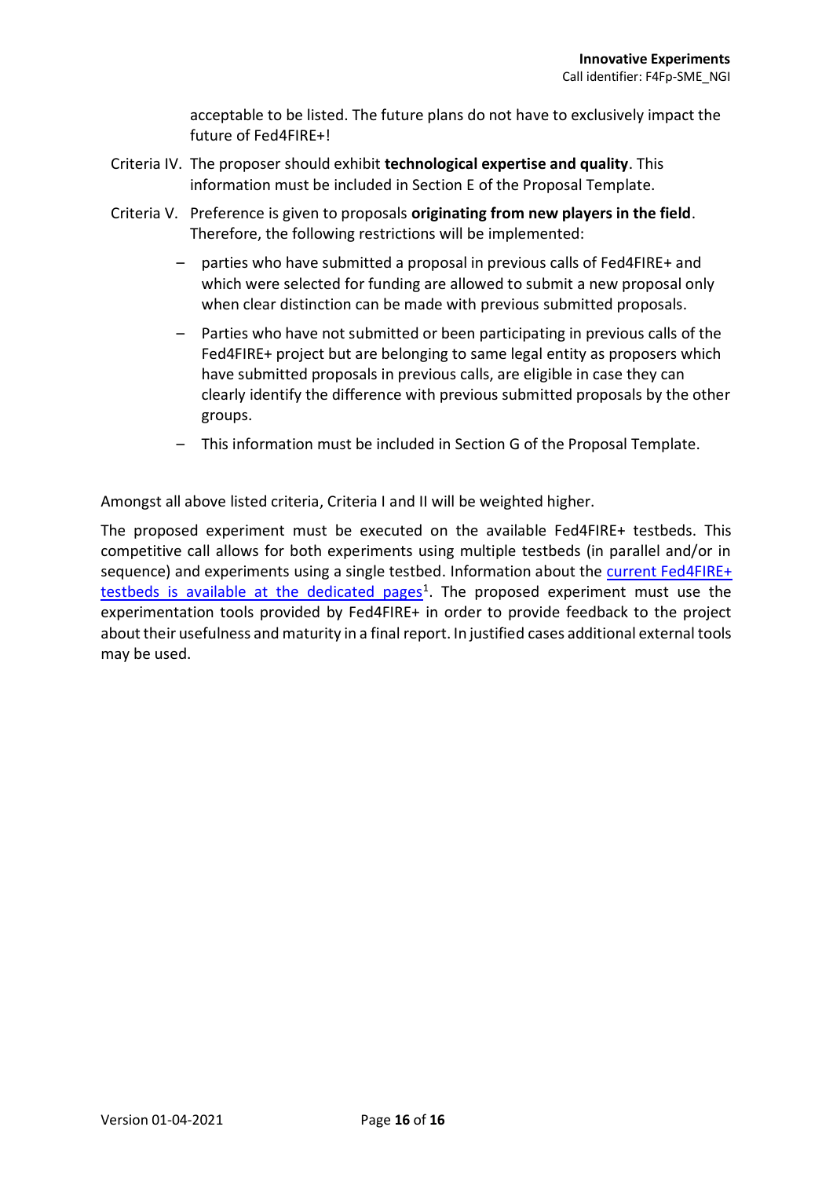acceptable to be listed. The future plans do not have to exclusively impact the future of Fed4FIRE+!

Criteria IV. The proposer should exhibit **technological expertise and quality**. This information must be included in Section E of the Proposal Template.

Criteria V. Preference is given to proposals **originating from new players in the field**. Therefore, the following restrictions will be implemented:

- parties who have submitted a proposal in previous calls of Fed4FIRE+ and which were selected for funding are allowed to submit a new proposal only when clear distinction can be made with previous submitted proposals.
- Parties who have not submitted or been participating in previous calls of the Fed4FIRE+ project but are belonging to same legal entity as proposers which have submitted proposals in previous calls, are eligible in case they can clearly identify the difference with previous submitted proposals by the other groups.
- This information must be included in Section G of the Proposal Template.

Amongst all above listed criteria, Criteria I and II will be weighted higher.

The proposed experiment must be executed on the available Fed4FIRE+ testbeds. This competitive call allows for both experiments using multiple testbeds (in parallel and/or in sequence) and experiments using a single testbed. Information about the current Fed4FIRE+ testbeds is available at the dedicated pages[1]. The proposed experiment must use the experimentation tools provided by Fed4FIRE+ in order to provide feedback to the project about their usefulness and maturity in a final report. In justified cases additional external tools may be used.